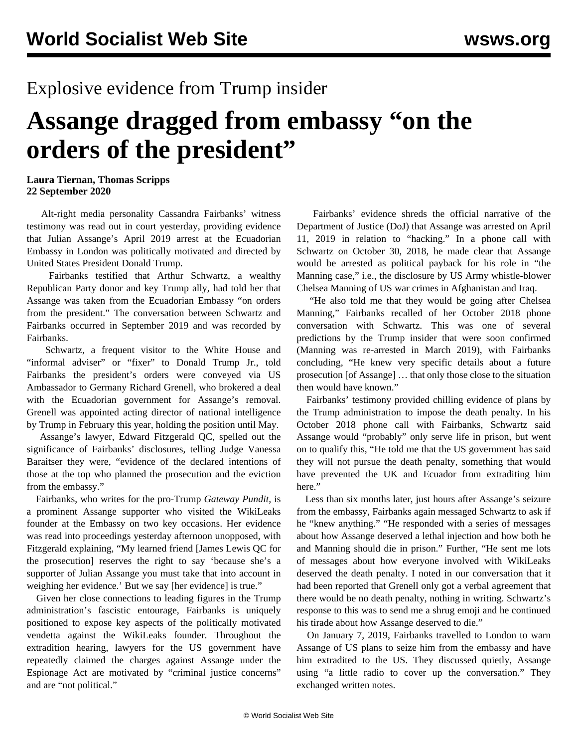# Explosive evidence from Trump insider

# Assange dragged from embassy "on the orders of the president"

**Laura Tiernan, Thomas Scripps**
**22 September 2020**

Alt-right media personality Cassandra Fairbanks' witness testimony was read out in court yesterday, providing evidence that Julian Assange's April 2019 arrest at the Ecuadorian Embassy in London was politically motivated and directed by United States President Donald Trump.

Fairbanks testified that Arthur Schwartz, a wealthy Republican Party donor and key Trump ally, had told her that Assange was taken from the Ecuadorian Embassy "on orders from the president." The conversation between Schwartz and Fairbanks occurred in September 2019 and was recorded by Fairbanks.

Schwartz, a frequent visitor to the White House and "informal adviser" or "fixer" to Donald Trump Jr., told Fairbanks the president's orders were conveyed via US Ambassador to Germany Richard Grenell, who brokered a deal with the Ecuadorian government for Assange's removal. Grenell was appointed acting director of national intelligence by Trump in February this year, holding the position until May.

Assange's lawyer, Edward Fitzgerald QC, spelled out the significance of Fairbanks' disclosures, telling Judge Vanessa Baraitser they were, "evidence of the declared intentions of those at the top who planned the prosecution and the eviction from the embassy."

Fairbanks, who writes for the pro-Trump *Gateway Pundit*, is a prominent Assange supporter who visited the WikiLeaks founder at the Embassy on two key occasions. Her evidence was read into proceedings yesterday afternoon unopposed, with Fitzgerald explaining, "My learned friend [James Lewis QC for the prosecution] reserves the right to say 'because she's a supporter of Julian Assange you must take that into account in weighing her evidence.' But we say [her evidence] is true."

Given her close connections to leading figures in the Trump administration's fascistic entourage, Fairbanks is uniquely positioned to expose key aspects of the politically motivated vendetta against the WikiLeaks founder. Throughout the extradition hearing, lawyers for the US government have repeatedly claimed the charges against Assange under the Espionage Act are motivated by "criminal justice concerns" and are "not political."

Fairbanks' evidence shreds the official narrative of the Department of Justice (DoJ) that Assange was arrested on April 11, 2019 in relation to "hacking." In a phone call with Schwartz on October 30, 2018, he made clear that Assange would be arrested as political payback for his role in "the Manning case," i.e., the disclosure by US Army whistle-blower Chelsea Manning of US war crimes in Afghanistan and Iraq.

"He also told me that they would be going after Chelsea Manning," Fairbanks recalled of her October 2018 phone conversation with Schwartz. This was one of several predictions by the Trump insider that were soon confirmed (Manning was re-arrested in March 2019), with Fairbanks concluding, "He knew very specific details about a future prosecution [of Assange] … that only those close to the situation then would have known."

Fairbanks' testimony provided chilling evidence of plans by the Trump administration to impose the death penalty. In his October 2018 phone call with Fairbanks, Schwartz said Assange would "probably" only serve life in prison, but went on to qualify this, "He told me me that the US government has said they will not pursue the death penalty, something that would have prevented the UK and Ecuador from extraditing him here."

Less than six months later, just hours after Assange's seizure from the embassy, Fairbanks again messaged Schwartz to ask if he "knew anything." "He responded with a series of messages about how Assange deserved a lethal injection and how both he and Manning should die in prison." Further, "He sent me lots of messages about how everyone involved with WikiLeaks deserved the death penalty. I noted in our conversation that it had been reported that Grenell only got a verbal agreement that there would be no death penalty, nothing in writing. Schwartz's response to this was to send me a shrug emoji and he continued his tirade about how Assange deserved to die."

On January 7, 2019, Fairbanks travelled to London to warn Assange of US plans to seize him from the embassy and have him extradited to the US. They discussed quietly, Assange using "a little radio to cover up the conversation." They exchanged written notes.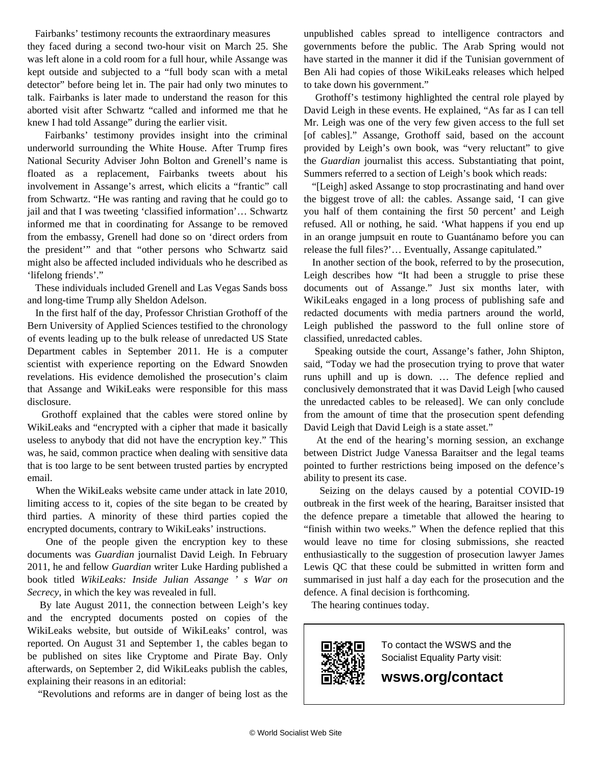Fairbanks' testimony recounts the extraordinary measures they faced during a second two-hour visit on March 25. She was left alone in a cold room for a full hour, while Assange was kept outside and subjected to a "full body scan with a metal detector" before being let in. The pair had only two minutes to talk. Fairbanks is later made to understand the reason for this aborted visit after Schwartz "called and informed me that he knew I had told Assange" during the earlier visit.

Fairbanks' testimony provides insight into the criminal underworld surrounding the White House. After Trump fires National Security Adviser John Bolton and Grenell's name is floated as a replacement, Fairbanks tweets about his involvement in Assange's arrest, which elicits a "frantic" call from Schwartz. "He was ranting and raving that he could go to jail and that I was tweeting 'classified information'… Schwartz informed me that in coordinating for Assange to be removed from the embassy, Grenell had done so on 'direct orders from the president'" and that "other persons who Schwartz said might also be affected included individuals who he described as 'lifelong friends'."

These individuals included Grenell and Las Vegas Sands boss and long-time Trump ally Sheldon Adelson.

In the first half of the day, Professor Christian Grothoff of the Bern University of Applied Sciences testified to the chronology of events leading up to the bulk release of unredacted US State Department cables in September 2011. He is a computer scientist with experience reporting on the Edward Snowden revelations. His evidence demolished the prosecution's claim that Assange and WikiLeaks were responsible for this mass disclosure.

Grothoff explained that the cables were stored online by WikiLeaks and "encrypted with a cipher that made it basically useless to anybody that did not have the encryption key." This was, he said, common practice when dealing with sensitive data that is too large to be sent between trusted parties by encrypted email.

When the WikiLeaks website came under attack in late 2010, limiting access to it, copies of the site began to be created by third parties. A minority of these third parties copied the encrypted documents, contrary to WikiLeaks' instructions.

One of the people given the encryption key to these documents was *Guardian* journalist David Leigh. In February 2011, he and fellow *Guardian* writer Luke Harding published a book titled *WikiLeaks: Inside Julian Assange ' s War on Secrecy*, in which the key was revealed in full.

By late August 2011, the connection between Leigh's key and the encrypted documents posted on copies of the WikiLeaks website, but outside of WikiLeaks' control, was reported. On August 31 and September 1, the cables began to be published on sites like Cryptome and Pirate Bay. Only afterwards, on September 2, did WikiLeaks publish the cables, explaining their reasons in an editorial:

"Revolutions and reforms are in danger of being lost as the unpublished cables spread to intelligence contractors and governments before the public. The Arab Spring would not have started in the manner it did if the Tunisian government of Ben Ali had copies of those WikiLeaks releases which helped to take down his government."

Grothoff's testimony highlighted the central role played by David Leigh in these events. He explained, "As far as I can tell Mr. Leigh was one of the very few given access to the full set [of cables]." Assange, Grothoff said, based on the account provided by Leigh's own book, was "very reluctant" to give the *Guardian* journalist this access. Substantiating that point, Summers referred to a section of Leigh's book which reads:

"[Leigh] asked Assange to stop procrastinating and hand over the biggest trove of all: the cables. Assange said, 'I can give you half of them containing the first 50 percent' and Leigh refused. All or nothing, he said. 'What happens if you end up in an orange jumpsuit en route to Guantánamo before you can release the full files?'… Eventually, Assange capitulated."

In another section of the book, referred to by the prosecution, Leigh describes how "It had been a struggle to prise these documents out of Assange." Just six months later, with WikiLeaks engaged in a long process of publishing safe and redacted documents with media partners around the world, Leigh published the password to the full online store of classified, unredacted cables.

Speaking outside the court, Assange's father, John Shipton, said, "Today we had the prosecution trying to prove that water runs uphill and up is down. … The defence replied and conclusively demonstrated that it was David Leigh [who caused the unredacted cables to be released]. We can only conclude from the amount of time that the prosecution spent defending David Leigh that David Leigh is a state asset."

At the end of the hearing's morning session, an exchange between District Judge Vanessa Baraitser and the legal teams pointed to further restrictions being imposed on the defence's ability to present its case.

Seizing on the delays caused by a potential COVID-19 outbreak in the first week of the hearing, Baraitser insisted that the defence prepare a timetable that allowed the hearing to "finish within two weeks." When the defence replied that this would leave no time for closing submissions, she reacted enthusiastically to the suggestion of prosecution lawyer James Lewis QC that these could be submitted in written form and summarised in just half a day each for the prosecution and the defence. A final decision is forthcoming.

The hearing continues today.

To contact the WSWS and the Socialist Equality Party visit:

**wsws.org/contact**